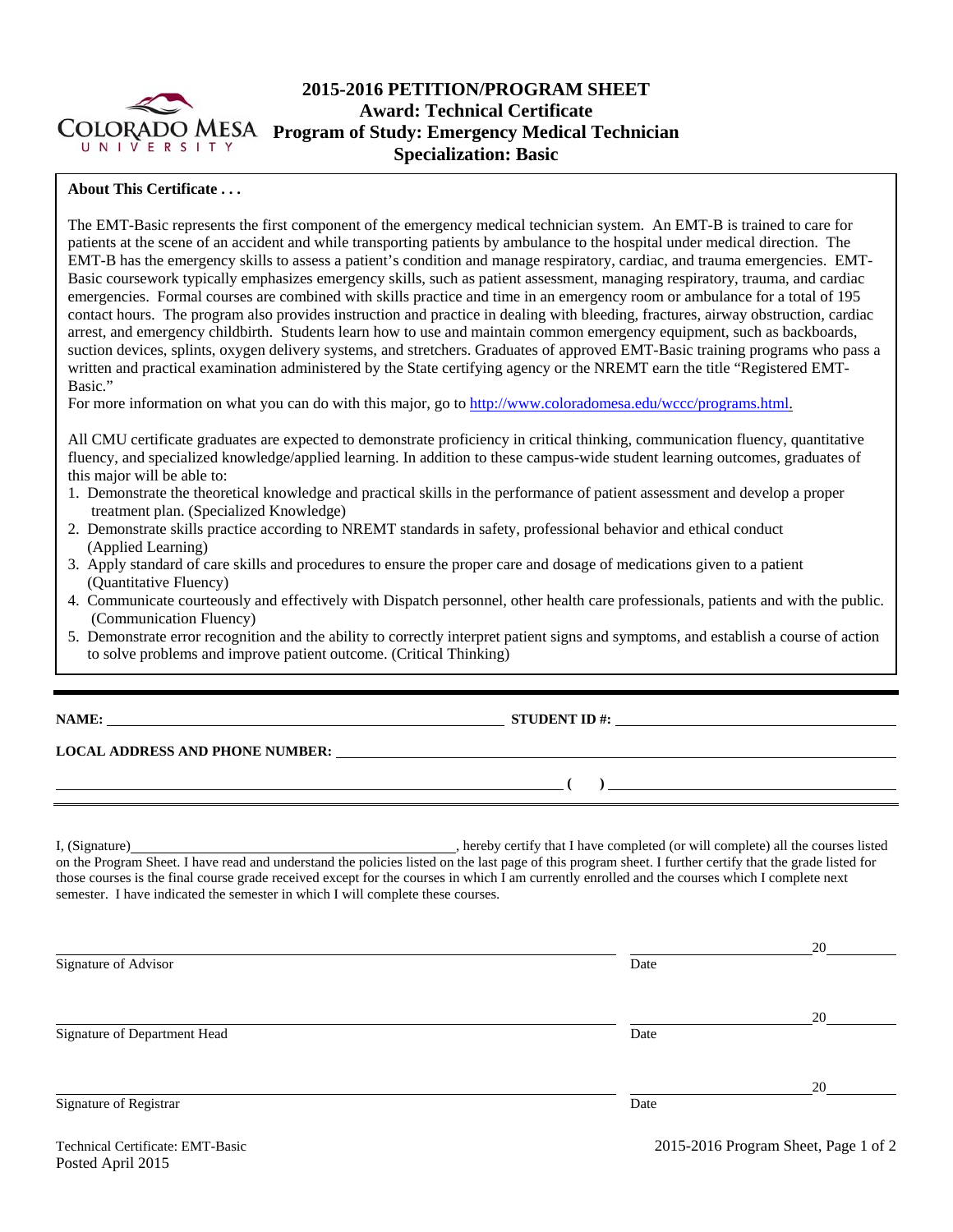# 2015-2016 PETITION/PROGRAM SHEET
## Award: Technical Certificate
## Program of Study: Emergency Medical Technician
## Specialization: Basic

**About This Certificate . . .**

The EMT-Basic represents the first component of the emergency medical technician system. An EMT-B is trained to care for patients at the scene of an accident and while transporting patients by ambulance to the hospital under medical direction. The EMT-B has the emergency skills to assess a patient's condition and manage respiratory, cardiac, and trauma emergencies. EMT-Basic coursework typically emphasizes emergency skills, such as patient assessment, managing respiratory, trauma, and cardiac emergencies. Formal courses are combined with skills practice and time in an emergency room or ambulance for a total of 195 contact hours. The program also provides instruction and practice in dealing with bleeding, fractures, airway obstruction, cardiac arrest, and emergency childbirth. Students learn how to use and maintain common emergency equipment, such as backboards, suction devices, splints, oxygen delivery systems, and stretchers. Graduates of approved EMT-Basic training programs who pass a written and practical examination administered by the State certifying agency or the NREMT earn the title "Registered EMT-Basic."

For more information on what you can do with this major, go to http://www.coloradomesa.edu/wccc/programs.html.

All CMU certificate graduates are expected to demonstrate proficiency in critical thinking, communication fluency, quantitative fluency, and specialized knowledge/applied learning. In addition to these campus-wide student learning outcomes, graduates of this major will be able to:

1. Demonstrate the theoretical knowledge and practical skills in the performance of patient assessment and develop a proper treatment plan. (Specialized Knowledge)
2. Demonstrate skills practice according to NREMT standards in safety, professional behavior and ethical conduct (Applied Learning)
3. Apply standard of care skills and procedures to ensure the proper care and dosage of medications given to a patient (Quantitative Fluency)
4. Communicate courteously and effectively with Dispatch personnel, other health care professionals, patients and with the public. (Communication Fluency)
5. Demonstrate error recognition and the ability to correctly interpret patient signs and symptoms, and establish a course of action to solve problems and improve patient outcome. (Critical Thinking)

---

**NAME:** ______________________________ **STUDENT ID #:** ______________________________

**LOCAL ADDRESS AND PHONE NUMBER:** ______________________________

______________________________ **( )** ______________________________

I, (Signature)______________________________, hereby certify that I have completed (or will complete) all the courses listed on the Program Sheet. I have read and understand the policies listed on the last page of this program sheet. I further certify that the grade listed for those courses is the final course grade received except for the courses in which I am currently enrolled and the courses which I complete next semester. I have indicated the semester in which I will complete these courses.

______________________________ ______________ 20______
Signature of Advisor Date

______________________________ ______________ 20______
Signature of Department Head Date

______________________________ ______________ 20______
Signature of Registrar Date

Technical Certificate: EMT-Basic
Posted April 2015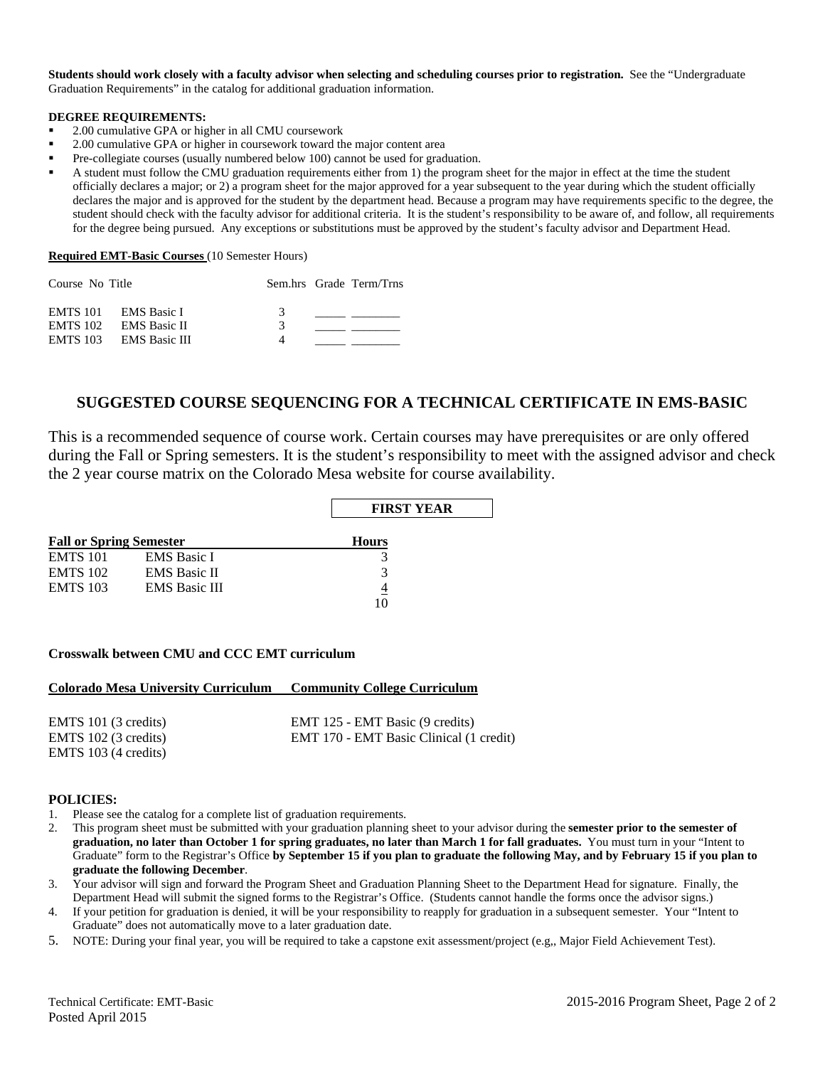**Students should work closely with a faculty advisor when selecting and scheduling courses prior to registration.** See the "Undergraduate Graduation Requirements" in the catalog for additional graduation information.

**DEGREE REQUIREMENTS:**

- 2.00 cumulative GPA or higher in all CMU coursework
- 2.00 cumulative GPA or higher in coursework toward the major content area
- Pre-collegiate courses (usually numbered below 100) cannot be used for graduation.
- A student must follow the CMU graduation requirements either from 1) the program sheet for the major in effect at the time the student officially declares a major; or 2) a program sheet for the major approved for a year subsequent to the year during which the student officially declares the major and is approved for the student by the department head. Because a program may have requirements specific to the degree, the student should check with the faculty advisor for additional criteria. It is the student's responsibility to be aware of, and follow, all requirements for the degree being pursued. Any exceptions or substitutions must be approved by the student's faculty advisor and Department Head.

**Required EMT-Basic Courses** (10 Semester Hours)

| Course No | Title | Sem.hrs | Grade | Term/Trns |
|---|---|---|---|---|
| EMTS 101 | EMS Basic I | 3 | _____ | ________ |
| EMTS 102 | EMS Basic II | 3 | _____ | ________ |
| EMTS 103 | EMS Basic III | 4 | _____ | ________ |

## SUGGESTED COURSE SEQUENCING FOR A TECHNICAL CERTIFICATE IN EMS-BASIC

This is a recommended sequence of course work. Certain courses may have prerequisites or are only offered during the Fall or Spring semesters. It is the student's responsibility to meet with the assigned advisor and check the 2 year course matrix on the Colorado Mesa website for course availability.

**FIRST YEAR**

| Fall or Spring Semester | | Hours |
|---|---|---|
| EMTS 101 | EMS Basic I | 3 |
| EMTS 102 | EMS Basic II | 3 |
| EMTS 103 | EMS Basic III | 4 |
| | | 10 |

**Crosswalk between CMU and CCC EMT curriculum**

| Colorado Mesa University Curriculum | Community College Curriculum |
|---|---|
| EMTS 101 (3 credits) | EMT 125 - EMT Basic (9 credits) |
| EMTS 102 (3 credits) | EMT 170 - EMT Basic Clinical (1 credit) |
| EMTS 103 (4 credits) | |

**POLICIES:**

1. Please see the catalog for a complete list of graduation requirements.
2. This program sheet must be submitted with your graduation planning sheet to your advisor during the **semester prior to the semester of graduation, no later than October 1 for spring graduates, no later than March 1 for fall graduates.** You must turn in your "Intent to Graduate" form to the Registrar's Office **by September 15 if you plan to graduate the following May, and by February 15 if you plan to graduate the following December**.
3. Your advisor will sign and forward the Program Sheet and Graduation Planning Sheet to the Department Head for signature. Finally, the Department Head will submit the signed forms to the Registrar's Office. (Students cannot handle the forms once the advisor signs.)
4. If your petition for graduation is denied, it will be your responsibility to reapply for graduation in a subsequent semester. Your "Intent to Graduate" does not automatically move to a later graduation date.
5. NOTE: During your final year, you will be required to take a capstone exit assessment/project (e.g,, Major Field Achievement Test).

Technical Certificate: EMT-Basic
Posted April 2015